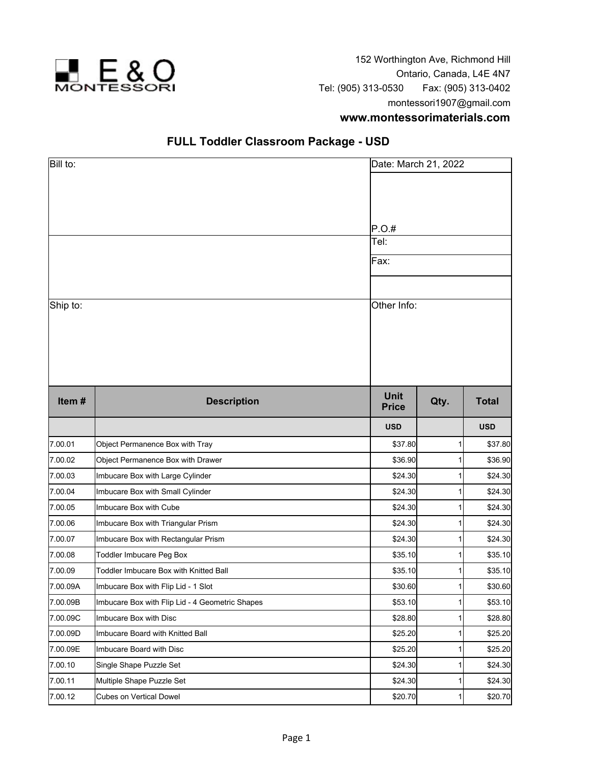E & O MONTESSORI

152 Worthington Ave, Richmond Hill
Ontario, Canada, L4E 4N7
Tel: (905) 313-0530 Fax: (905) 313-0402
montessori1907@gmail.com
**www.montessorimaterials.com**

## FULL Toddler Classroom Package - USD

| Bill to: | Date: March 21, 2022 |
|---|---|
| | P.O.# |
| | Tel: |
| | Fax: |
| Ship to: | Other Info: |

| Item # | Description | Unit Price | Qty. | Total |
|---|---|---|---|---|
| | | USD | | USD |
| 7.00.01 | Object Permanence Box with Tray | $37.80 | 1 | $37.80 |
| 7.00.02 | Object Permanence Box with Drawer | $36.90 | 1 | $36.90 |
| 7.00.03 | Imbucare Box with Large Cylinder | $24.30 | 1 | $24.30 |
| 7.00.04 | Imbucare Box with Small Cylinder | $24.30 | 1 | $24.30 |
| 7.00.05 | Imbucare Box with Cube | $24.30 | 1 | $24.30 |
| 7.00.06 | Imbucare Box with Triangular Prism | $24.30 | 1 | $24.30 |
| 7.00.07 | Imbucare Box with Rectangular Prism | $24.30 | 1 | $24.30 |
| 7.00.08 | Toddler Imbucare Peg Box | $35.10 | 1 | $35.10 |
| 7.00.09 | Toddler Imbucare Box with Knitted Ball | $35.10 | 1 | $35.10 |
| 7.00.09A | Imbucare Box with Flip Lid - 1 Slot | $30.60 | 1 | $30.60 |
| 7.00.09B | Imbucare Box with Flip Lid - 4 Geometric Shapes | $53.10 | 1 | $53.10 |
| 7.00.09C | Imbucare Box with Disc | $28.80 | 1 | $28.80 |
| 7.00.09D | Imbucare Board with Knitted Ball | $25.20 | 1 | $25.20 |
| 7.00.09E | Imbucare Board with Disc | $25.20 | 1 | $25.20 |
| 7.00.10 | Single Shape Puzzle Set | $24.30 | 1 | $24.30 |
| 7.00.11 | Multiple Shape Puzzle Set | $24.30 | 1 | $24.30 |
| 7.00.12 | Cubes on Vertical Dowel | $20.70 | 1 | $20.70 |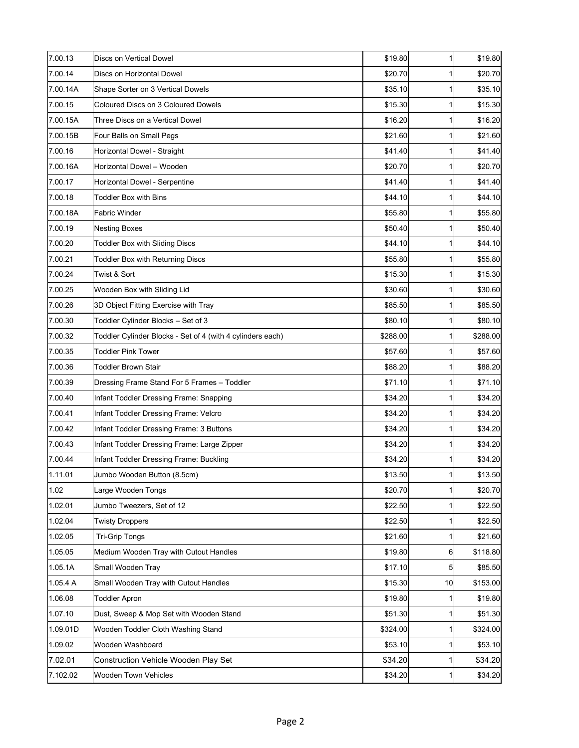| | | | | |
|---|---|---|---|---|
| 7.00.13 | Discs on Vertical Dowel | $19.80 | 1 | $19.80 |
| 7.00.14 | Discs on Horizontal Dowel | $20.70 | 1 | $20.70 |
| 7.00.14A | Shape Sorter on 3 Vertical Dowels | $35.10 | 1 | $35.10 |
| 7.00.15 | Coloured Discs on 3 Coloured Dowels | $15.30 | 1 | $15.30 |
| 7.00.15A | Three Discs on a Vertical Dowel | $16.20 | 1 | $16.20 |
| 7.00.15B | Four Balls on Small Pegs | $21.60 | 1 | $21.60 |
| 7.00.16 | Horizontal Dowel - Straight | $41.40 | 1 | $41.40 |
| 7.00.16A | Horizontal Dowel – Wooden | $20.70 | 1 | $20.70 |
| 7.00.17 | Horizontal Dowel - Serpentine | $41.40 | 1 | $41.40 |
| 7.00.18 | Toddler Box with Bins | $44.10 | 1 | $44.10 |
| 7.00.18A | Fabric Winder | $55.80 | 1 | $55.80 |
| 7.00.19 | Nesting Boxes | $50.40 | 1 | $50.40 |
| 7.00.20 | Toddler Box with Sliding Discs | $44.10 | 1 | $44.10 |
| 7.00.21 | Toddler Box with Returning Discs | $55.80 | 1 | $55.80 |
| 7.00.24 | Twist & Sort | $15.30 | 1 | $15.30 |
| 7.00.25 | Wooden Box with Sliding Lid | $30.60 | 1 | $30.60 |
| 7.00.26 | 3D Object Fitting Exercise with Tray | $85.50 | 1 | $85.50 |
| 7.00.30 | Toddler Cylinder Blocks – Set of 3 | $80.10 | 1 | $80.10 |
| 7.00.32 | Toddler Cylinder Blocks - Set of 4 (with 4 cylinders each) | $288.00 | 1 | $288.00 |
| 7.00.35 | Toddler Pink Tower | $57.60 | 1 | $57.60 |
| 7.00.36 | Toddler Brown Stair | $88.20 | 1 | $88.20 |
| 7.00.39 | Dressing Frame Stand For 5 Frames – Toddler | $71.10 | 1 | $71.10 |
| 7.00.40 | Infant Toddler Dressing Frame: Snapping | $34.20 | 1 | $34.20 |
| 7.00.41 | Infant Toddler Dressing Frame: Velcro | $34.20 | 1 | $34.20 |
| 7.00.42 | Infant Toddler Dressing Frame: 3 Buttons | $34.20 | 1 | $34.20 |
| 7.00.43 | Infant Toddler Dressing Frame: Large Zipper | $34.20 | 1 | $34.20 |
| 7.00.44 | Infant Toddler Dressing Frame: Buckling | $34.20 | 1 | $34.20 |
| 1.11.01 | Jumbo Wooden Button (8.5cm) | $13.50 | 1 | $13.50 |
| 1.02 | Large Wooden Tongs | $20.70 | 1 | $20.70 |
| 1.02.01 | Jumbo Tweezers, Set of 12 | $22.50 | 1 | $22.50 |
| 1.02.04 | Twisty Droppers | $22.50 | 1 | $22.50 |
| 1.02.05 | Tri-Grip Tongs | $21.60 | 1 | $21.60 |
| 1.05.05 | Medium Wooden Tray with Cutout Handles | $19.80 | 6 | $118.80 |
| 1.05.1A | Small Wooden Tray | $17.10 | 5 | $85.50 |
| 1.05.4 A | Small Wooden Tray with Cutout Handles | $15.30 | 10 | $153.00 |
| 1.06.08 | Toddler Apron | $19.80 | 1 | $19.80 |
| 1.07.10 | Dust, Sweep & Mop Set with Wooden Stand | $51.30 | 1 | $51.30 |
| 1.09.01D | Wooden Toddler Cloth Washing Stand | $324.00 | 1 | $324.00 |
| 1.09.02 | Wooden Washboard | $53.10 | 1 | $53.10 |
| 7.02.01 | Construction Vehicle Wooden Play Set | $34.20 | 1 | $34.20 |
| 7.102.02 | Wooden Town Vehicles | $34.20 | 1 | $34.20 |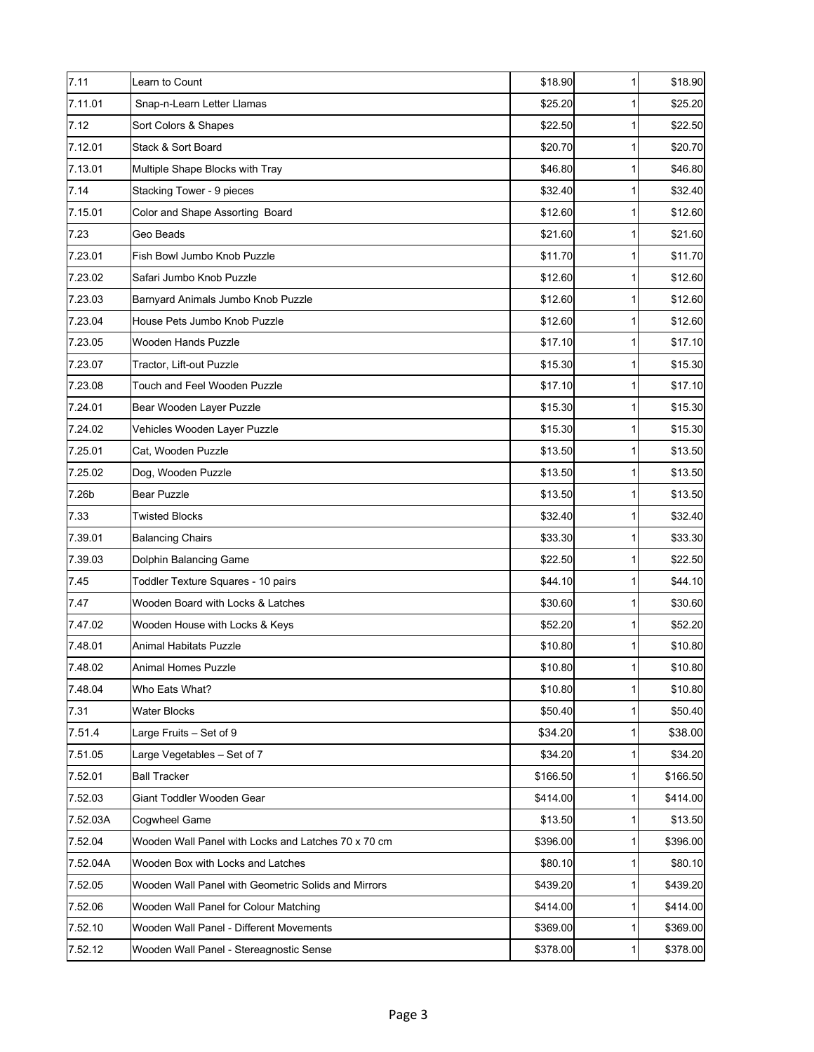| 7.11 | Learn to Count | $18.90 | 1 | $18.90 |
|---|---|---|---|---|
| 7.11.01 | Snap-n-Learn Letter Llamas | $25.20 | 1 | $25.20 |
| 7.12 | Sort Colors & Shapes | $22.50 | 1 | $22.50 |
| 7.12.01 | Stack & Sort Board | $20.70 | 1 | $20.70 |
| 7.13.01 | Multiple Shape Blocks with Tray | $46.80 | 1 | $46.80 |
| 7.14 | Stacking Tower - 9 pieces | $32.40 | 1 | $32.40 |
| 7.15.01 | Color and Shape Assorting Board | $12.60 | 1 | $12.60 |
| 7.23 | Geo Beads | $21.60 | 1 | $21.60 |
| 7.23.01 | Fish Bowl Jumbo Knob Puzzle | $11.70 | 1 | $11.70 |
| 7.23.02 | Safari Jumbo Knob Puzzle | $12.60 | 1 | $12.60 |
| 7.23.03 | Barnyard Animals Jumbo Knob Puzzle | $12.60 | 1 | $12.60 |
| 7.23.04 | House Pets Jumbo Knob Puzzle | $12.60 | 1 | $12.60 |
| 7.23.05 | Wooden Hands Puzzle | $17.10 | 1 | $17.10 |
| 7.23.07 | Tractor, Lift-out Puzzle | $15.30 | 1 | $15.30 |
| 7.23.08 | Touch and Feel Wooden Puzzle | $17.10 | 1 | $17.10 |
| 7.24.01 | Bear Wooden Layer Puzzle | $15.30 | 1 | $15.30 |
| 7.24.02 | Vehicles Wooden Layer Puzzle | $15.30 | 1 | $15.30 |
| 7.25.01 | Cat, Wooden Puzzle | $13.50 | 1 | $13.50 |
| 7.25.02 | Dog, Wooden Puzzle | $13.50 | 1 | $13.50 |
| 7.26b | Bear Puzzle | $13.50 | 1 | $13.50 |
| 7.33 | Twisted Blocks | $32.40 | 1 | $32.40 |
| 7.39.01 | Balancing Chairs | $33.30 | 1 | $33.30 |
| 7.39.03 | Dolphin Balancing Game | $22.50 | 1 | $22.50 |
| 7.45 | Toddler Texture Squares - 10 pairs | $44.10 | 1 | $44.10 |
| 7.47 | Wooden Board with Locks & Latches | $30.60 | 1 | $30.60 |
| 7.47.02 | Wooden House with Locks & Keys | $52.20 | 1 | $52.20 |
| 7.48.01 | Animal Habitats Puzzle | $10.80 | 1 | $10.80 |
| 7.48.02 | Animal Homes Puzzle | $10.80 | 1 | $10.80 |
| 7.48.04 | Who Eats What? | $10.80 | 1 | $10.80 |
| 7.31 | Water Blocks | $50.40 | 1 | $50.40 |
| 7.51.4 | Large Fruits – Set of 9 | $34.20 | 1 | $38.00 |
| 7.51.05 | Large Vegetables – Set of 7 | $34.20 | 1 | $34.20 |
| 7.52.01 | Ball Tracker | $166.50 | 1 | $166.50 |
| 7.52.03 | Giant Toddler Wooden Gear | $414.00 | 1 | $414.00 |
| 7.52.03A | Cogwheel Game | $13.50 | 1 | $13.50 |
| 7.52.04 | Wooden Wall Panel with Locks and Latches 70 x 70 cm | $396.00 | 1 | $396.00 |
| 7.52.04A | Wooden Box with Locks and Latches | $80.10 | 1 | $80.10 |
| 7.52.05 | Wooden Wall Panel with Geometric Solids and Mirrors | $439.20 | 1 | $439.20 |
| 7.52.06 | Wooden Wall Panel for Colour Matching | $414.00 | 1 | $414.00 |
| 7.52.10 | Wooden Wall Panel - Different Movements | $369.00 | 1 | $369.00 |
| 7.52.12 | Wooden Wall Panel - Stereagnostic Sense | $378.00 | 1 | $378.00 |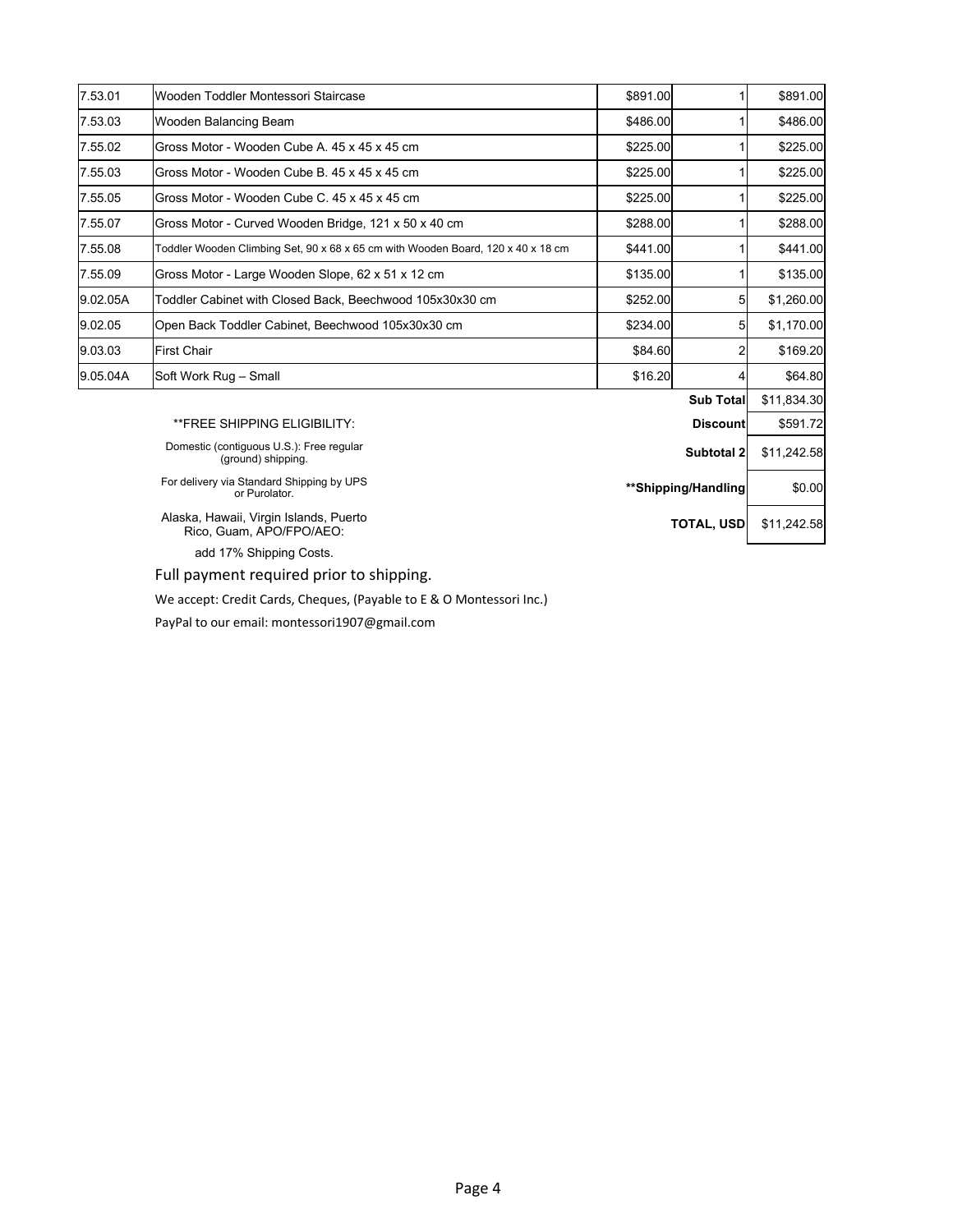| | | | | |
|---|---|---|---|---|
| 7.53.01 | Wooden Toddler Montessori Staircase | $891.00 | 1 | $891.00 |
| 7.53.03 | Wooden Balancing Beam | $486.00 | 1 | $486.00 |
| 7.55.02 | Gross Motor - Wooden Cube A. 45 x 45 x 45 cm | $225.00 | 1 | $225.00 |
| 7.55.03 | Gross Motor - Wooden Cube B. 45 x 45 x 45 cm | $225.00 | 1 | $225.00 |
| 7.55.05 | Gross Motor - Wooden Cube C. 45 x 45 x 45 cm | $225.00 | 1 | $225.00 |
| 7.55.07 | Gross Motor - Curved Wooden Bridge, 121 x 50 x 40 cm | $288.00 | 1 | $288.00 |
| 7.55.08 | Toddler Wooden Climbing Set, 90 x 68 x 65 cm with Wooden Board, 120 x 40 x 18 cm | $441.00 | 1 | $441.00 |
| 7.55.09 | Gross Motor - Large Wooden Slope, 62 x 51 x 12 cm | $135.00 | 1 | $135.00 |
| 9.02.05A | Toddler Cabinet with Closed Back, Beechwood 105x30x30 cm | $252.00 | 5 | $1,260.00 |
| 9.02.05 | Open Back Toddler Cabinet, Beechwood 105x30x30 cm | $234.00 | 5 | $1,170.00 |
| 9.03.03 | First Chair | $84.60 | 2 | $169.20 |
| 9.05.04A | Soft Work Rug – Small | $16.20 | 4 | $64.80 |
| | | | **Sub Total** | $11,834.30 |
| | | | **Discount** | $591.72 |
| | | | **Subtotal 2** | $11,242.58 |
| | | | **\*\*Shipping/Handling** | $0.00 |
| | | | **TOTAL, USD** | $11,242.58 |

**FREE SHIPPING ELIGIBILITY:

Domestic (contiguous U.S.): Free regular (ground) shipping.

For delivery via Standard Shipping by UPS or Purolator.

Alaska, Hawaii, Virgin Islands, Puerto Rico, Guam, APO/FPO/AEO:

add 17% Shipping Costs.

Full payment required prior to shipping.

We accept: Credit Cards, Cheques, (Payable to E & O Montessori Inc.)

PayPal to our email: montessori1907@gmail.com